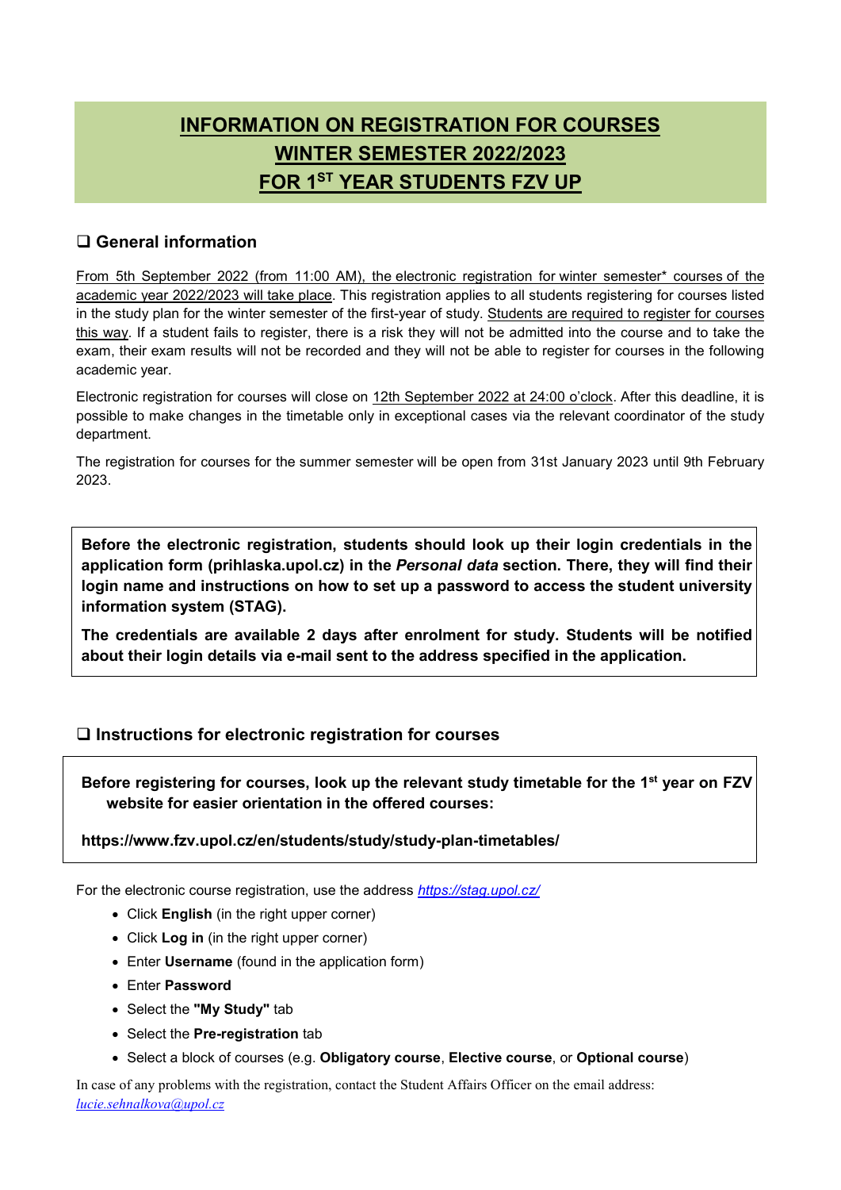# INFORMATION ON REGISTRATION FOR COURSES
# WINTER SEMESTER 2022/2023
# FOR 1ST YEAR STUDENTS FZV UP

## ❑ General information

From 5th September 2022 (from 11:00 AM), the electronic registration for winter semester* courses of the academic year 2022/2023 will take place. This registration applies to all students registering for courses listed in the study plan for the winter semester of the first-year of study. Students are required to register for courses this way. If a student fails to register, there is a risk they will not be admitted into the course and to take the exam, their exam results will not be recorded and they will not be able to register for courses in the following academic year.

Electronic registration for courses will close on 12th September 2022 at 24:00 o'clock. After this deadline, it is possible to make changes in the timetable only in exceptional cases via the relevant coordinator of the study department.

The registration for courses for the summer semester will be open from 31st January 2023 until 9th February 2023.

**Before the electronic registration, students should look up their login credentials in the application form (prihlaska.upol.cz) in the *Personal data* section. There, they will find their login name and instructions on how to set up a password to access the student university information system (STAG).**

**The credentials are available 2 days after enrolment for study. Students will be notified about their login details via e-mail sent to the address specified in the application.**

## ❑ Instructions for electronic registration for courses

**Before registering for courses, look up the relevant study timetable for the 1st year on FZV website for easier orientation in the offered courses:**

**https://www.fzv.upol.cz/en/students/study/study-plan-timetables/**

For the electronic course registration, use the address *https://stag.upol.cz/*

- Click **English** (in the right upper corner)
- Click **Log in** (in the right upper corner)
- Enter **Username** (found in the application form)
- Enter **Password**
- Select the **"My Study"** tab
- Select the **Pre-registration** tab
- Select a block of courses (e.g. **Obligatory course**, **Elective course**, or **Optional course**)

In case of any problems with the registration, contact the Student Affairs Officer on the email address: *lucie.sehnalkova@upol.cz*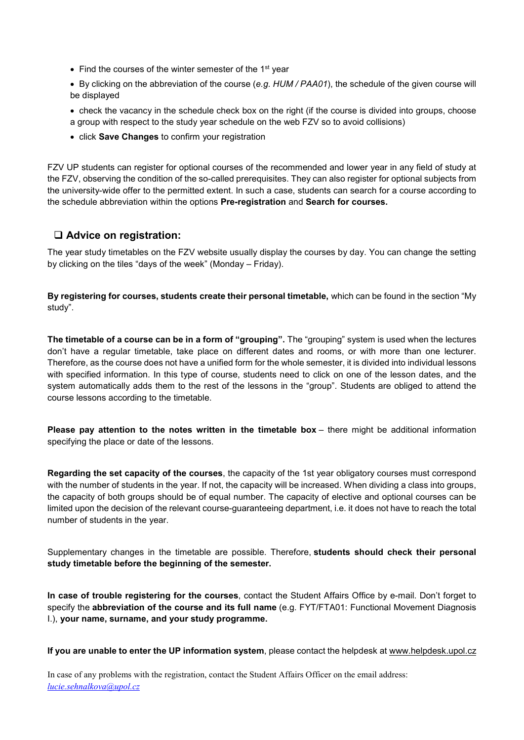- Find the courses of the winter semester of the 1st year
- By clicking on the abbreviation of the course (*e.g. HUM / PAA01*), the schedule of the given course will be displayed
- check the vacancy in the schedule check box on the right (if the course is divided into groups, choose a group with respect to the study year schedule on the web FZV so to avoid collisions)
- click **Save Changes** to confirm your registration

FZV UP students can register for optional courses of the recommended and lower year in any field of study at the FZV, observing the condition of the so-called prerequisites. They can also register for optional subjects from the university-wide offer to the permitted extent. In such a case, students can search for a course according to the schedule abbreviation within the options **Pre-registration** and **Search for courses.**

## ❑ Advice on registration:

The year study timetables on the FZV website usually display the courses by day. You can change the setting by clicking on the tiles "days of the week" (Monday – Friday).

**By registering for courses, students create their personal timetable,** which can be found in the section "My study".

**The timetable of a course can be in a form of "grouping".** The "grouping" system is used when the lectures don't have a regular timetable, take place on different dates and rooms, or with more than one lecturer. Therefore, as the course does not have a unified form for the whole semester, it is divided into individual lessons with specified information. In this type of course, students need to click on one of the lesson dates, and the system automatically adds them to the rest of the lessons in the "group". Students are obliged to attend the course lessons according to the timetable.

**Please pay attention to the notes written in the timetable box** – there might be additional information specifying the place or date of the lessons.

**Regarding the set capacity of the courses**, the capacity of the 1st year obligatory courses must correspond with the number of students in the year. If not, the capacity will be increased. When dividing a class into groups, the capacity of both groups should be of equal number. The capacity of elective and optional courses can be limited upon the decision of the relevant course-guaranteeing department, i.e. it does not have to reach the total number of students in the year.

Supplementary changes in the timetable are possible. Therefore, **students should check their personal study timetable before the beginning of the semester.**

**In case of trouble registering for the courses**, contact the Student Affairs Office by e-mail. Don't forget to specify the **abbreviation of the course and its full name** (e.g. FYT/FTA01: Functional Movement Diagnosis I.), **your name, surname, and your study programme.**

**If you are unable to enter the UP information system**, please contact the helpdesk at www.helpdesk.upol.cz

In case of any problems with the registration, contact the Student Affairs Officer on the email address: *lucie.sehnalkova@upol.cz*